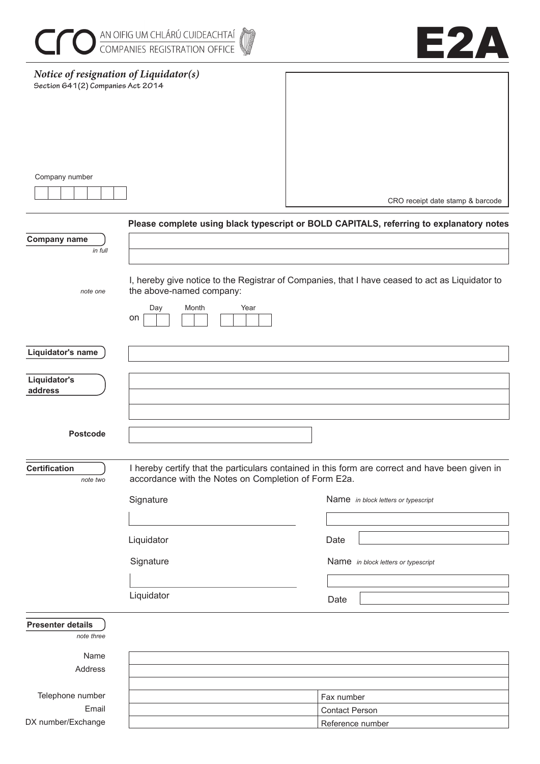cro AN OIFIG UM CHLÁRÚ CUIDEACHTAÍ
COMPANIES REGISTRATION OFFICE

# E2A

***Notice of resignation of Liquidator(s)***

**Section 641(2) Companies Act 2014**

Company number

CRO receipt date stamp & barcode

**Please complete using black typescript or BOLD CAPITALS, referring to explanatory notes**

**Company name** *in full*

*note one*

I, hereby give notice to the Registrar of Companies, that I have ceased to act as Liquidator to the above-named company:

on Day Month Year

**Liquidator's name**

**Liquidator's address**

**Postcode**

**Certification** *note two*

I hereby certify that the particulars contained in this form are correct and have been given in accordance with the Notes on Completion of Form E2a.

| Signature | Name *in block letters or typescript* |
|---|---|
| Liquidator | Date |
| Signature | Name *in block letters or typescript* |
| Liquidator | Date |

**Presenter details** *note three*

| | | |
|---|---|---|
| Name | | |
| Address | | |
| | | |
| Telephone number | | Fax number |
| Email | | Contact Person |
| DX number/Exchange | | Reference number |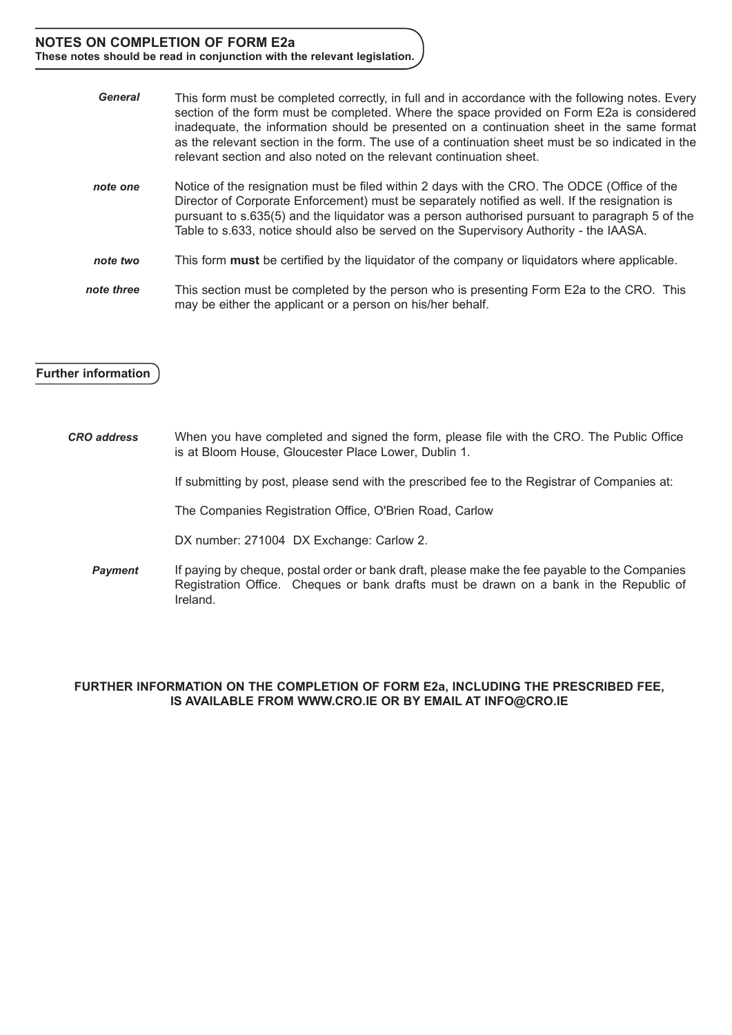## NOTES ON COMPLETION OF FORM E2a

**These notes should be read in conjunction with the relevant legislation.**

***General*** This form must be completed correctly, in full and in accordance with the following notes. Every section of the form must be completed. Where the space provided on Form E2a is considered inadequate, the information should be presented on a continuation sheet in the same format as the relevant section in the form. The use of a continuation sheet must be so indicated in the relevant section and also noted on the relevant continuation sheet.

***note one*** Notice of the resignation must be filed within 2 days with the CRO. The ODCE (Office of the Director of Corporate Enforcement) must be separately notified as well. If the resignation is pursuant to s.635(5) and the liquidator was a person authorised pursuant to paragraph 5 of the Table to s.633, notice should also be served on the Supervisory Authority - the IAASA.

***note two*** This form **must** be certified by the liquidator of the company or liquidators where applicable.

***note three*** This section must be completed by the person who is presenting Form E2a to the CRO. This may be either the applicant or a person on his/her behalf.

## Further information

***CRO address*** When you have completed and signed the form, please file with the CRO. The Public Office is at Bloom House, Gloucester Place Lower, Dublin 1.

If submitting by post, please send with the prescribed fee to the Registrar of Companies at:

The Companies Registration Office, O'Brien Road, Carlow

DX number: 271004 DX Exchange: Carlow 2.

***Payment*** If paying by cheque, postal order or bank draft, please make the fee payable to the Companies Registration Office. Cheques or bank drafts must be drawn on a bank in the Republic of Ireland.

**FURTHER INFORMATION ON THE COMPLETION OF FORM E2a, INCLUDING THE PRESCRIBED FEE, IS AVAILABLE FROM WWW.CRO.IE OR BY EMAIL AT INFO@CRO.IE**